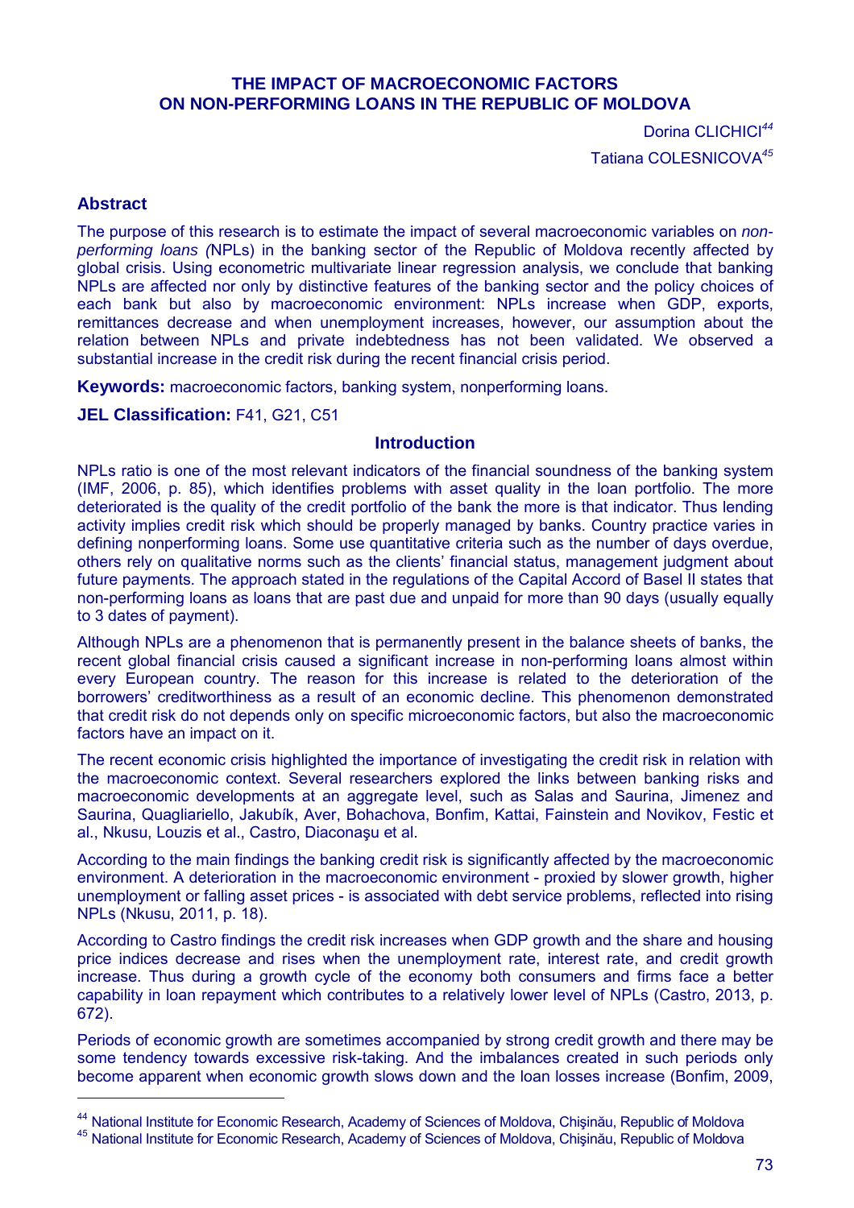# THE IMPACT OF MACROECONOMIC FACTORS ON NON-PERFORMING LOANS IN THE REPUBLIC OF MOLDOVA

Dorina CLICHICI[44]

Tatiana COLESNICOVA[45]

## Abstract

The purpose of this research is to estimate the impact of several macroeconomic variables on *non-performing loans (*NPLs) in the banking sector of the Republic of Moldova recently affected by global crisis. Using econometric multivariate linear regression analysis, we conclude that banking NPLs are affected nor only by distinctive features of the banking sector and the policy choices of each bank but also by macroeconomic environment: NPLs increase when GDP, exports, remittances decrease and when unemployment increases, however, our assumption about the relation between NPLs and private indebtedness has not been validated. We observed a substantial increase in the credit risk during the recent financial crisis period.

**Keywords:** macroeconomic factors, banking system, nonperforming loans.

**JEL Classification:** F41, G21, C51

## Introduction

NPLs ratio is one of the most relevant indicators of the financial soundness of the banking system (IMF, 2006, p. 85), which identifies problems with asset quality in the loan portfolio. The more deteriorated is the quality of the credit portfolio of the bank the more is that indicator. Thus lending activity implies credit risk which should be properly managed by banks. Country practice varies in defining nonperforming loans. Some use quantitative criteria such as the number of days overdue, others rely on qualitative norms such as the clients' financial status, management judgment about future payments. The approach stated in the regulations of the Capital Accord of Basel II states that non-performing loans as loans that are past due and unpaid for more than 90 days (usually equally to 3 dates of payment).

Although NPLs are a phenomenon that is permanently present in the balance sheets of banks, the recent global financial crisis caused a significant increase in non-performing loans almost within every European country. The reason for this increase is related to the deterioration of the borrowers' creditworthiness as a result of an economic decline. This phenomenon demonstrated that credit risk do not depends only on specific microeconomic factors, but also the macroeconomic factors have an impact on it.

The recent economic crisis highlighted the importance of investigating the credit risk in relation with the macroeconomic context. Several researchers explored the links between banking risks and macroeconomic developments at an aggregate level, such as Salas and Saurina, Jimenez and Saurina, Quagliariello, Jakubík, Aver, Bohachova, Bonfim, Kattai, Fainstein and Novikov, Festic et al., Nkusu, Louzis et al., Castro, Diaconaşu et al.

According to the main findings the banking credit risk is significantly affected by the macroeconomic environment. A deterioration in the macroeconomic environment - proxied by slower growth, higher unemployment or falling asset prices - is associated with debt service problems, reflected into rising NPLs (Nkusu, 2011, p. 18).

According to Castro findings the credit risk increases when GDP growth and the share and housing price indices decrease and rises when the unemployment rate, interest rate, and credit growth increase. Thus during a growth cycle of the economy both consumers and firms face a better capability in loan repayment which contributes to a relatively lower level of NPLs (Castro, 2013, p. 672).

Periods of economic growth are sometimes accompanied by strong credit growth and there may be some tendency towards excessive risk-taking. And the imbalances created in such periods only become apparent when economic growth slows down and the loan losses increase (Bonfim, 2009,

[44] National Institute for Economic Research, Academy of Sciences of Moldova, Chişinău, Republic of Moldova

[45] National Institute for Economic Research, Academy of Sciences of Moldova, Chişinău, Republic of Moldova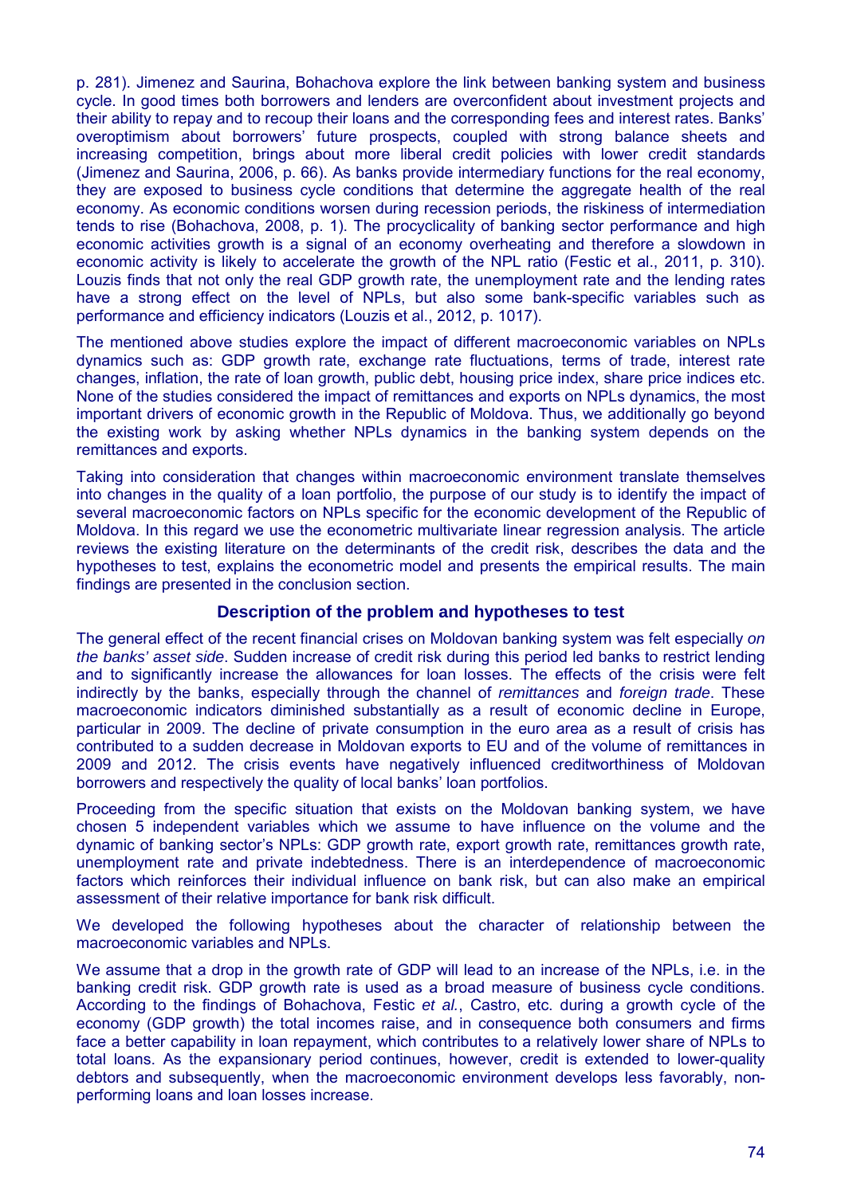p. 281). Jimenez and Saurina, Bohachova explore the link between banking system and business cycle. In good times both borrowers and lenders are overconfident about investment projects and their ability to repay and to recoup their loans and the corresponding fees and interest rates. Banks' overoptimism about borrowers' future prospects, coupled with strong balance sheets and increasing competition, brings about more liberal credit policies with lower credit standards (Jimenez and Saurina, 2006, p. 66). As banks provide intermediary functions for the real economy, they are exposed to business cycle conditions that determine the aggregate health of the real economy. As economic conditions worsen during recession periods, the riskiness of intermediation tends to rise (Bohachova, 2008, p. 1). The procyclicality of banking sector performance and high economic activities growth is a signal of an economy overheating and therefore a slowdown in economic activity is likely to accelerate the growth of the NPL ratio (Festic et al., 2011, p. 310). Louzis finds that not only the real GDP growth rate, the unemployment rate and the lending rates have a strong effect on the level of NPLs, but also some bank-specific variables such as performance and efficiency indicators (Louzis et al., 2012, p. 1017).

The mentioned above studies explore the impact of different macroeconomic variables on NPLs dynamics such as: GDP growth rate, exchange rate fluctuations, terms of trade, interest rate changes, inflation, the rate of loan growth, public debt, housing price index, share price indices etc. None of the studies considered the impact of remittances and exports on NPLs dynamics, the most important drivers of economic growth in the Republic of Moldova. Thus, we additionally go beyond the existing work by asking whether NPLs dynamics in the banking system depends on the remittances and exports.

Taking into consideration that changes within macroeconomic environment translate themselves into changes in the quality of a loan portfolio, the purpose of our study is to identify the impact of several macroeconomic factors on NPLs specific for the economic development of the Republic of Moldova. In this regard we use the econometric multivariate linear regression analysis. The article reviews the existing literature on the determinants of the credit risk, describes the data and the hypotheses to test, explains the econometric model and presents the empirical results. The main findings are presented in the conclusion section.

## Description of the problem and hypotheses to test

The general effect of the recent financial crises on Moldovan banking system was felt especially *on the banks' asset side*. Sudden increase of credit risk during this period led banks to restrict lending and to significantly increase the allowances for loan losses. The effects of the crisis were felt indirectly by the banks, especially through the channel of *remittances* and *foreign trade*. These macroeconomic indicators diminished substantially as a result of economic decline in Europe, particular in 2009. The decline of private consumption in the euro area as a result of crisis has contributed to a sudden decrease in Moldovan exports to EU and of the volume of remittances in 2009 and 2012. The crisis events have negatively influenced creditworthiness of Moldovan borrowers and respectively the quality of local banks' loan portfolios.

Proceeding from the specific situation that exists on the Moldovan banking system, we have chosen 5 independent variables which we assume to have influence on the volume and the dynamic of banking sector's NPLs: GDP growth rate, export growth rate, remittances growth rate, unemployment rate and private indebtedness. There is an interdependence of macroeconomic factors which reinforces their individual influence on bank risk, but can also make an empirical assessment of their relative importance for bank risk difficult.

We developed the following hypotheses about the character of relationship between the macroeconomic variables and NPLs.

We assume that a drop in the growth rate of GDP will lead to an increase of the NPLs, i.e. in the banking credit risk. GDP growth rate is used as a broad measure of business cycle conditions. According to the findings of Bohachova, Festic *et al.*, Castro, etc. during a growth cycle of the economy (GDP growth) the total incomes raise, and in consequence both consumers and firms face a better capability in loan repayment, which contributes to a relatively lower share of NPLs to total loans. As the expansionary period continues, however, credit is extended to lower-quality debtors and subsequently, when the macroeconomic environment develops less favorably, non-performing loans and loan losses increase.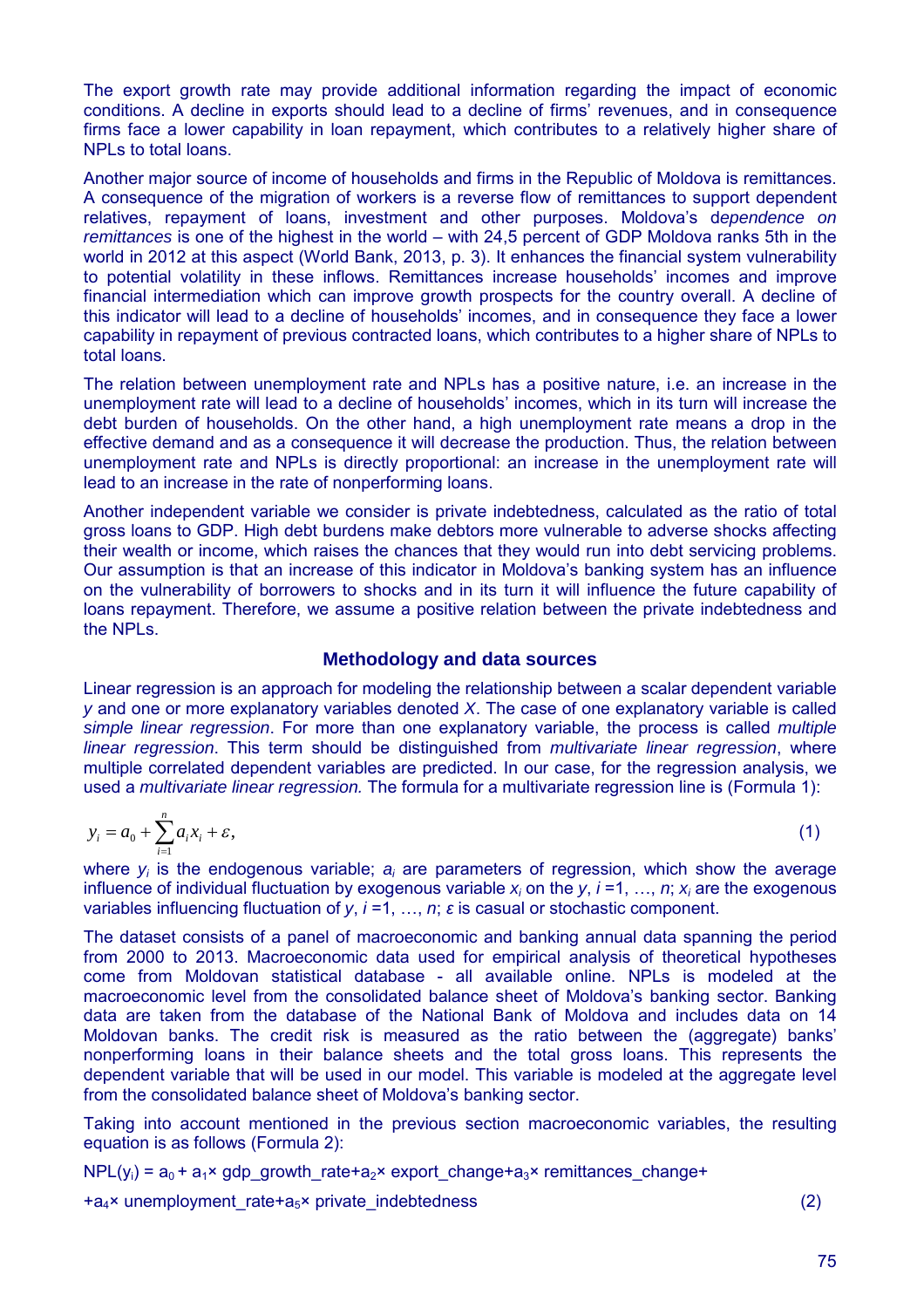The export growth rate may provide additional information regarding the impact of economic conditions. A decline in exports should lead to a decline of firms' revenues, and in consequence firms face a lower capability in loan repayment, which contributes to a relatively higher share of NPLs to total loans.

Another major source of income of households and firms in the Republic of Moldova is remittances. A consequence of the migration of workers is a reverse flow of remittances to support dependent relatives, repayment of loans, investment and other purposes. Moldova's d*ependence on remittances* is one of the highest in the world – with 24,5 percent of GDP Moldova ranks 5th in the world in 2012 at this aspect (World Bank, 2013, p. 3). It enhances the financial system vulnerability to potential volatility in these inflows. Remittances increase households' incomes and improve financial intermediation which can improve growth prospects for the country overall. A decline of this indicator will lead to a decline of households' incomes, and in consequence they face a lower capability in repayment of previous contracted loans, which contributes to a higher share of NPLs to total loans.

The relation between unemployment rate and NPLs has a positive nature, i.e. an increase in the unemployment rate will lead to a decline of households' incomes, which in its turn will increase the debt burden of households. On the other hand, a high unemployment rate means a drop in the effective demand and as a consequence it will decrease the production. Thus, the relation between unemployment rate and NPLs is directly proportional: an increase in the unemployment rate will lead to an increase in the rate of nonperforming loans.

Another independent variable we consider is private indebtedness, calculated as the ratio of total gross loans to GDP. High debt burdens make debtors more vulnerable to adverse shocks affecting their wealth or income, which raises the chances that they would run into debt servicing problems. Our assumption is that an increase of this indicator in Moldova's banking system has an influence on the vulnerability of borrowers to shocks and in its turn it will influence the future capability of loans repayment. Therefore, we assume a positive relation between the private indebtedness and the NPLs.

## Methodology and data sources

Linear regression is an approach for modeling the relationship between a scalar dependent variable $y$ and one or more explanatory variables denoted $X$. The case of one explanatory variable is called *simple linear regression*. For more than one explanatory variable, the process is called *multiple linear regression*. This term should be distinguished from *multivariate linear regression*, where multiple correlated dependent variables are predicted. In our case, for the regression analysis, we used a *multivariate linear regression.* The formula for a multivariate regression line is (Formula 1):

$$y_i = a_0 + \sum_{i=1}^{n} a_i x_i + \varepsilon, \tag{1}$$

where $y_i$ is the endogenous variable; $a_i$ are parameters of regression, which show the average influence of individual fluctuation by exogenous variable $x_i$ on the $y$, $i$ =1, …, $n$; $x_i$ are the exogenous variables influencing fluctuation of $y$, $i$ =1, …, $n$; $\varepsilon$ is casual or stochastic component.

The dataset consists of a panel of macroeconomic and banking annual data spanning the period from 2000 to 2013. Macroeconomic data used for empirical analysis of theoretical hypotheses come from Moldovan statistical database - all available online. NPLs is modeled at the macroeconomic level from the consolidated balance sheet of Moldova's banking sector. Banking data are taken from the database of the National Bank of Moldova and includes data on 14 Moldovan banks. The credit risk is measured as the ratio between the (aggregate) banks' nonperforming loans in their balance sheets and the total gross loans. This represents the dependent variable that will be used in our model. This variable is modeled at the aggregate level from the consolidated balance sheet of Moldova's banking sector.

Taking into account mentioned in the previous section macroeconomic variables, the resulting equation is as follows (Formula 2):

$$\text{NPL}(y_i) = a_0 + a_1 \times \text{gdp\_growth\_rate} + a_2 \times \text{export\_change} + a_3 \times \text{remittances\_change} + a_4 \times \text{unemployment\_rate} + a_5 \times \text{private\_indebtedness} \tag{2}$$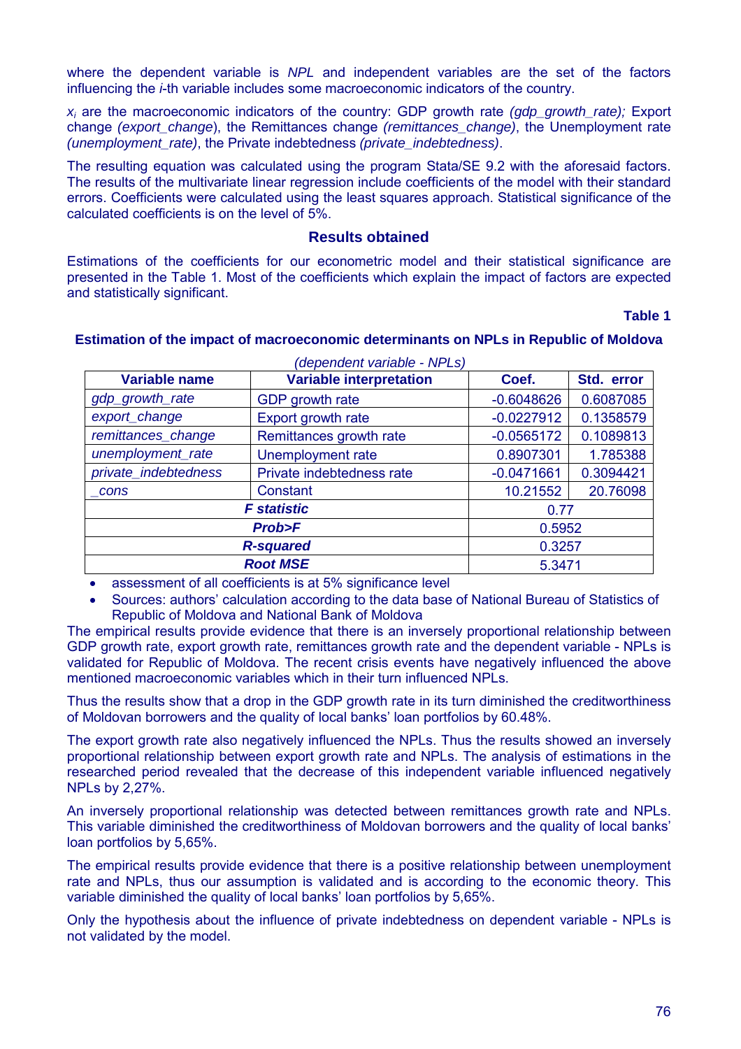where the dependent variable is *NPL* and independent variables are the set of the factors influencing the *i*-th variable includes some macroeconomic indicators of the country.

$x_i$ are the macroeconomic indicators of the country: GDP growth rate *(gdp_growth_rate);* Export change *(export_change*), the Remittances change *(remittances_change)*, the Unemployment rate *(unemployment_rate)*, the Private indebtedness *(private_indebtedness)*.

The resulting equation was calculated using the program Stata/SE 9.2 with the aforesaid factors. The results of the multivariate linear regression include coefficients of the model with their standard errors. Coefficients were calculated using the least squares approach. Statistical significance of the calculated coefficients is on the level of 5%.

## Results obtained

Estimations of the coefficients for our econometric model and their statistical significance are presented in the Table 1. Most of the coefficients which explain the impact of factors are expected and statistically significant.

**Table 1**

**Estimation of the impact of macroeconomic determinants on NPLs in Republic of Moldova**

*(dependent variable - NPLs)*

| Variable name | Variable interpretation | Coef. | Std. error |
|---|---|---|---|
| *gdp_growth_rate* | GDP growth rate | -0.6048626 | 0.6087085 |
| *export_change* | Export growth rate | -0.0227912 | 0.1358579 |
| *remittances_change* | Remittances growth rate | -0.0565172 | 0.1089813 |
| *unemployment_rate* | Unemployment rate | 0.8907301 | 1.785388 |
| *private_indebtedness* | Private indebtedness rate | -0.0471661 | 0.3094421 |
| *_cons* | Constant | 10.21552 | 20.76098 |
| ***F statistic*** | | 0.77 | |
| ***Prob>F*** | | 0.5952 | |
| ***R-squared*** | | 0.3257 | |
| ***Root MSE*** | | 5.3471 | |

- assessment of all coefficients is at 5% significance level
- Sources: authors' calculation according to the data base of National Bureau of Statistics of Republic of Moldova and National Bank of Moldova

The empirical results provide evidence that there is an inversely proportional relationship between GDP growth rate, export growth rate, remittances growth rate and the dependent variable - NPLs is validated for Republic of Moldova. The recent crisis events have negatively influenced the above mentioned macroeconomic variables which in their turn influenced NPLs.

Thus the results show that a drop in the GDP growth rate in its turn diminished the creditworthiness of Moldovan borrowers and the quality of local banks' loan portfolios by 60.48%.

The export growth rate also negatively influenced the NPLs. Thus the results showed an inversely proportional relationship between export growth rate and NPLs. The analysis of estimations in the researched period revealed that the decrease of this independent variable influenced negatively NPLs by 2,27%.

An inversely proportional relationship was detected between remittances growth rate and NPLs. This variable diminished the creditworthiness of Moldovan borrowers and the quality of local banks' loan portfolios by 5,65%.

The empirical results provide evidence that there is a positive relationship between unemployment rate and NPLs, thus our assumption is validated and is according to the economic theory. This variable diminished the quality of local banks' loan portfolios by 5,65%.

Only the hypothesis about the influence of private indebtedness on dependent variable - NPLs is not validated by the model.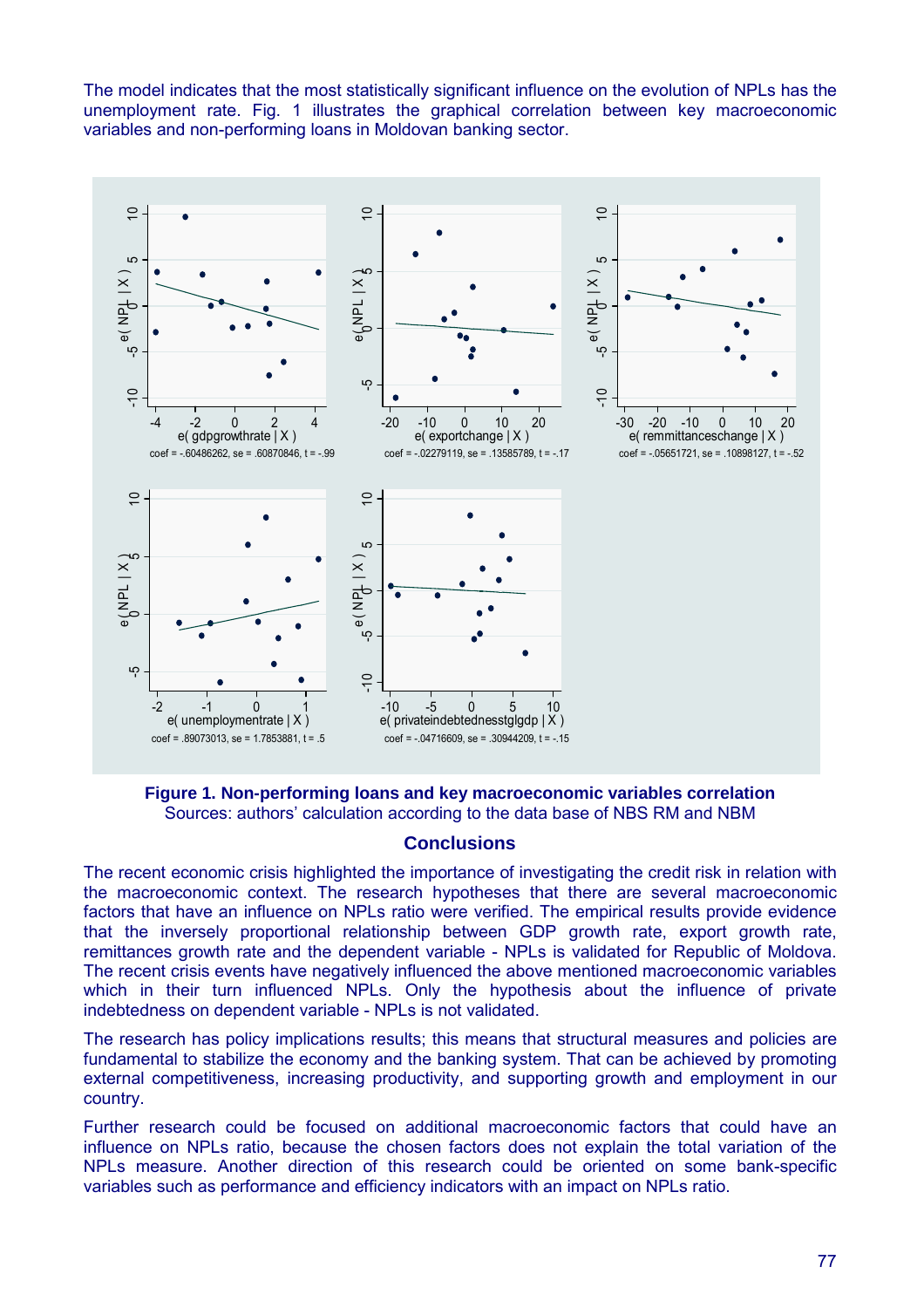The model indicates that the most statistically significant influence on the evolution of NPLs has the unemployment rate. Fig. 1 illustrates the graphical correlation between key macroeconomic variables and non-performing loans in Moldovan banking sector.

**Figure 1. Non-performing loans and key macroeconomic variables correlation**
Sources: authors' calculation according to the data base of NBS RM and NBM

## Conclusions

The recent economic crisis highlighted the importance of investigating the credit risk in relation with the macroeconomic context. The research hypotheses that there are several macroeconomic factors that have an influence on NPLs ratio were verified. The empirical results provide evidence that the inversely proportional relationship between GDP growth rate, export growth rate, remittances growth rate and the dependent variable - NPLs is validated for Republic of Moldova. The recent crisis events have negatively influenced the above mentioned macroeconomic variables which in their turn influenced NPLs. Only the hypothesis about the influence of private indebtedness on dependent variable - NPLs is not validated.

The research has policy implications results; this means that structural measures and policies are fundamental to stabilize the economy and the banking system. That can be achieved by promoting external competitiveness, increasing productivity, and supporting growth and employment in our country.

Further research could be focused on additional macroeconomic factors that could have an influence on NPLs ratio, because the chosen factors does not explain the total variation of the NPLs measure. Another direction of this research could be oriented on some bank-specific variables such as performance and efficiency indicators with an impact on NPLs ratio.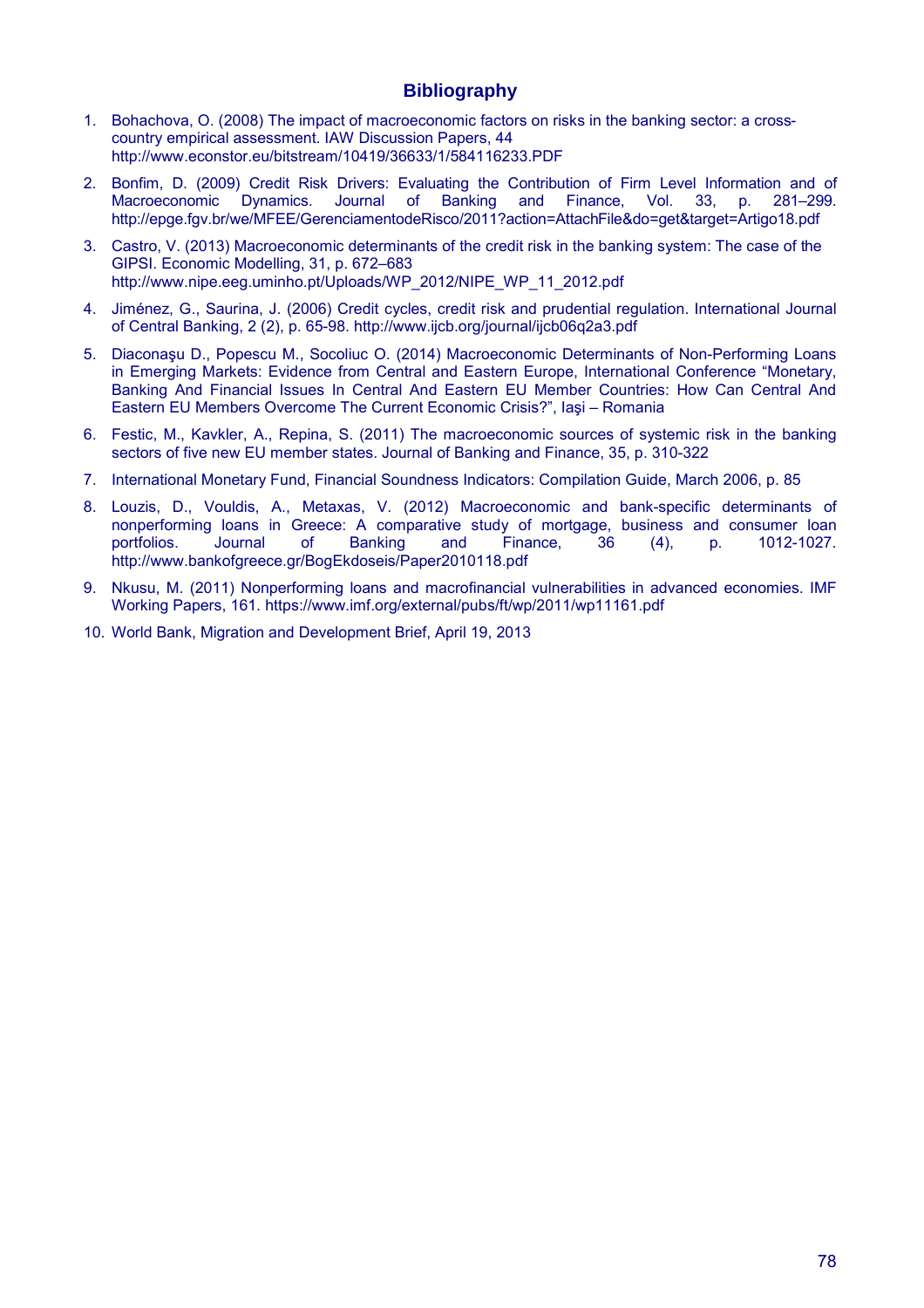## Bibliography

1. Bohachova, O. (2008) The impact of macroeconomic factors on risks in the banking sector: a cross-country empirical assessment. IAW Discussion Papers, 44 http://www.econstor.eu/bitstream/10419/36633/1/584116233.PDF
2. Bonfim, D. (2009) Credit Risk Drivers: Evaluating the Contribution of Firm Level Information and of Macroeconomic Dynamics. Journal of Banking and Finance, Vol. 33, p. 281–299. http://epge.fgv.br/we/MFEE/GerenciamentodeRisco/2011?action=AttachFile&do=get&target=Artigo18.pdf
3. Castro, V. (2013) Macroeconomic determinants of the credit risk in the banking system: The case of the GIPSI. Economic Modelling, 31, p. 672–683 http://www.nipe.eeg.uminho.pt/Uploads/WP_2012/NIPE_WP_11_2012.pdf
4. Jiménez, G., Saurina, J. (2006) Credit cycles, credit risk and prudential regulation. International Journal of Central Banking, 2 (2), p. 65-98. http://www.ijcb.org/journal/ijcb06q2a3.pdf
5. Diaconaşu D., Popescu M., Socoliuc O. (2014) Macroeconomic Determinants of Non-Performing Loans in Emerging Markets: Evidence from Central and Eastern Europe, International Conference "Monetary, Banking And Financial Issues In Central And Eastern EU Member Countries: How Can Central And Eastern EU Members Overcome The Current Economic Crisis?", Iaşi – Romania
6. Festic, M., Kavkler, A., Repina, S. (2011) The macroeconomic sources of systemic risk in the banking sectors of five new EU member states. Journal of Banking and Finance, 35, p. 310-322
7. International Monetary Fund, Financial Soundness Indicators: Compilation Guide, March 2006, p. 85
8. Louzis, D., Vouldis, A., Metaxas, V. (2012) Macroeconomic and bank-specific determinants of nonperforming loans in Greece: A comparative study of mortgage, business and consumer loan portfolios. Journal of Banking and Finance, 36 (4), p. 1012-1027. http://www.bankofgreece.gr/BogEkdoseis/Paper2010118.pdf
9. Nkusu, M. (2011) Nonperforming loans and macrofinancial vulnerabilities in advanced economies. IMF Working Papers, 161. https://www.imf.org/external/pubs/ft/wp/2011/wp11161.pdf
10. World Bank, Migration and Development Brief, April 19, 2013